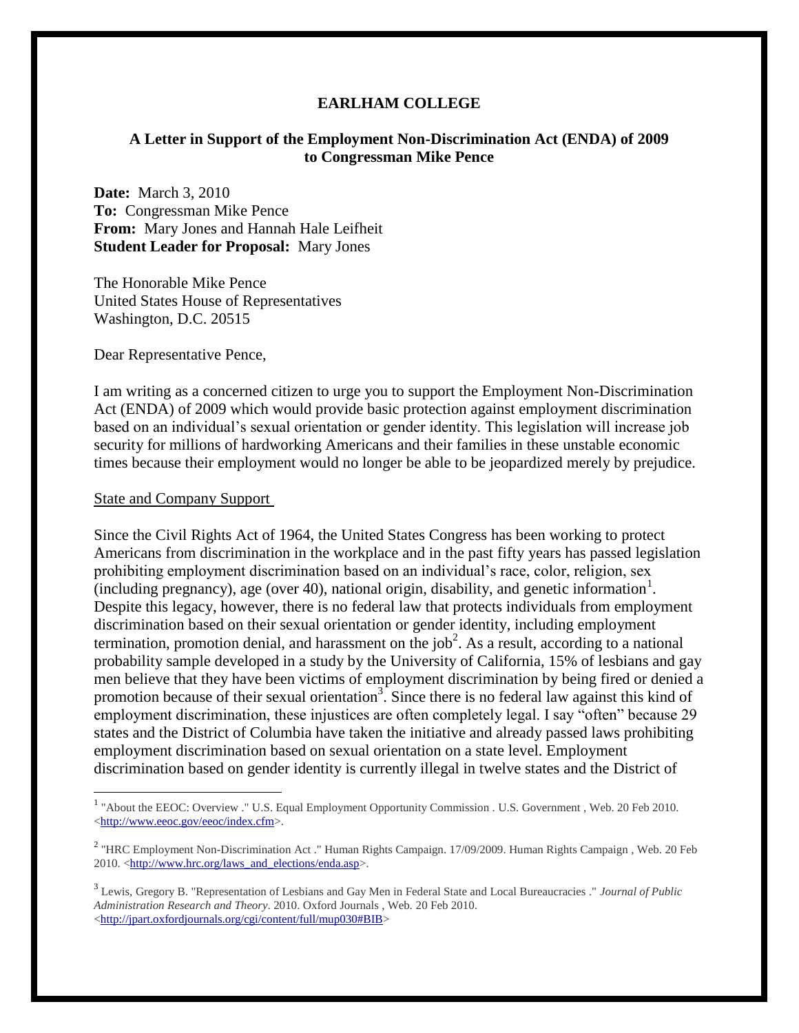# EARLHAM COLLEGE

## A Letter in Support of the Employment Non-Discrimination Act (ENDA) of 2009 to Congressman Mike Pence

**Date:** March 3, 2010
**To:** Congressman Mike Pence
**From:** Mary Jones and Hannah Hale Leifheit
**Student Leader for Proposal:** Mary Jones

The Honorable Mike Pence
United States House of Representatives
Washington, D.C. 20515

Dear Representative Pence,

I am writing as a concerned citizen to urge you to support the Employment Non-Discrimination Act (ENDA) of 2009 which would provide basic protection against employment discrimination based on an individual's sexual orientation or gender identity. This legislation will increase job security for millions of hardworking Americans and their families in these unstable economic times because their employment would no longer be able to be jeopardized merely by prejudice.

State and Company Support

Since the Civil Rights Act of 1964, the United States Congress has been working to protect Americans from discrimination in the workplace and in the past fifty years has passed legislation prohibiting employment discrimination based on an individual's race, color, religion, sex (including pregnancy), age (over 40), national origin, disability, and genetic information[1]. Despite this legacy, however, there is no federal law that protects individuals from employment discrimination based on their sexual orientation or gender identity, including employment termination, promotion denial, and harassment on the job[2]. As a result, according to a national probability sample developed in a study by the University of California, 15% of lesbians and gay men believe that they have been victims of employment discrimination by being fired or denied a promotion because of their sexual orientation[3]. Since there is no federal law against this kind of employment discrimination, these injustices are often completely legal. I say "often" because 29 states and the District of Columbia have taken the initiative and already passed laws prohibiting employment discrimination based on sexual orientation on a state level. Employment discrimination based on gender identity is currently illegal in twelve states and the District of

---

[1] "About the EEOC: Overview ." U.S. Equal Employment Opportunity Commission . U.S. Government , Web. 20 Feb 2010. <http://www.eeoc.gov/eeoc/index.cfm>.

[2] "HRC Employment Non-Discrimination Act ." Human Rights Campaign. 17/09/2009. Human Rights Campaign , Web. 20 Feb 2010. <http://www.hrc.org/laws_and_elections/enda.asp>.

[3] Lewis, Gregory B. "Representation of Lesbians and Gay Men in Federal State and Local Bureaucracies ." *Journal of Public Administration Research and Theory*. 2010. Oxford Journals , Web. 20 Feb 2010. <http://jpart.oxfordjournals.org/cgi/content/full/mup030#BIB>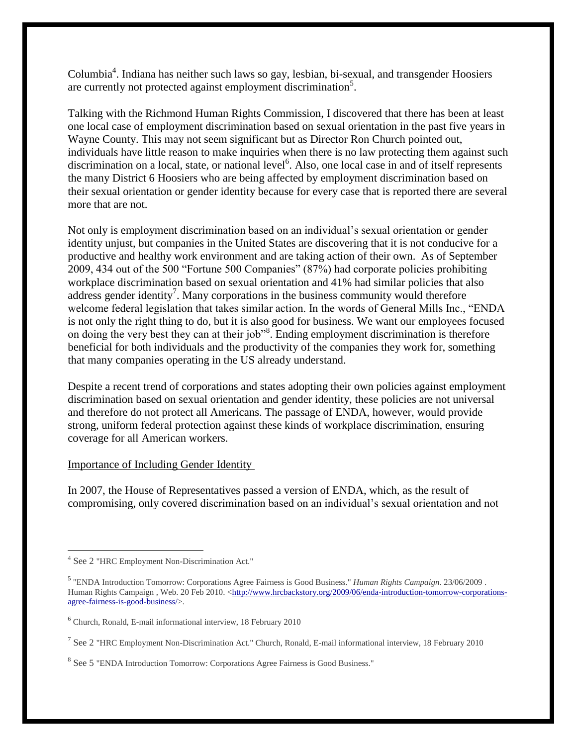Columbia[4]. Indiana has neither such laws so gay, lesbian, bi-sexual, and transgender Hoosiers are currently not protected against employment discrimination[5].

Talking with the Richmond Human Rights Commission, I discovered that there has been at least one local case of employment discrimination based on sexual orientation in the past five years in Wayne County. This may not seem significant but as Director Ron Church pointed out, individuals have little reason to make inquiries when there is no law protecting them against such discrimination on a local, state, or national level[6]. Also, one local case in and of itself represents the many District 6 Hoosiers who are being affected by employment discrimination based on their sexual orientation or gender identity because for every case that is reported there are several more that are not.

Not only is employment discrimination based on an individual's sexual orientation or gender identity unjust, but companies in the United States are discovering that it is not conducive for a productive and healthy work environment and are taking action of their own. As of September 2009, 434 out of the 500 "Fortune 500 Companies" (87%) had corporate policies prohibiting workplace discrimination based on sexual orientation and 41% had similar policies that also address gender identity[7]. Many corporations in the business community would therefore welcome federal legislation that takes similar action. In the words of General Mills Inc., "ENDA is not only the right thing to do, but it is also good for business. We want our employees focused on doing the very best they can at their job"[8]. Ending employment discrimination is therefore beneficial for both individuals and the productivity of the companies they work for, something that many companies operating in the US already understand.

Despite a recent trend of corporations and states adopting their own policies against employment discrimination based on sexual orientation and gender identity, these policies are not universal and therefore do not protect all Americans. The passage of ENDA, however, would provide strong, uniform federal protection against these kinds of workplace discrimination, ensuring coverage for all American workers.

<u>Importance of Including Gender Identity</u>

In 2007, the House of Representatives passed a version of ENDA, which, as the result of compromising, only covered discrimination based on an individual's sexual orientation and not

---

[4] See 2 "HRC Employment Non-Discrimination Act."

[5] "ENDA Introduction Tomorrow: Corporations Agree Fairness is Good Business." *Human Rights Campaign*. 23/06/2009 . Human Rights Campaign , Web. 20 Feb 2010. <http://www.hrcbackstory.org/2009/06/enda-introduction-tomorrow-corporations-agree-fairness-is-good-business/>.

[6] Church, Ronald, E-mail informational interview, 18 February 2010

[7] See 2 "HRC Employment Non-Discrimination Act." Church, Ronald, E-mail informational interview, 18 February 2010

[8] See 5 "ENDA Introduction Tomorrow: Corporations Agree Fairness is Good Business."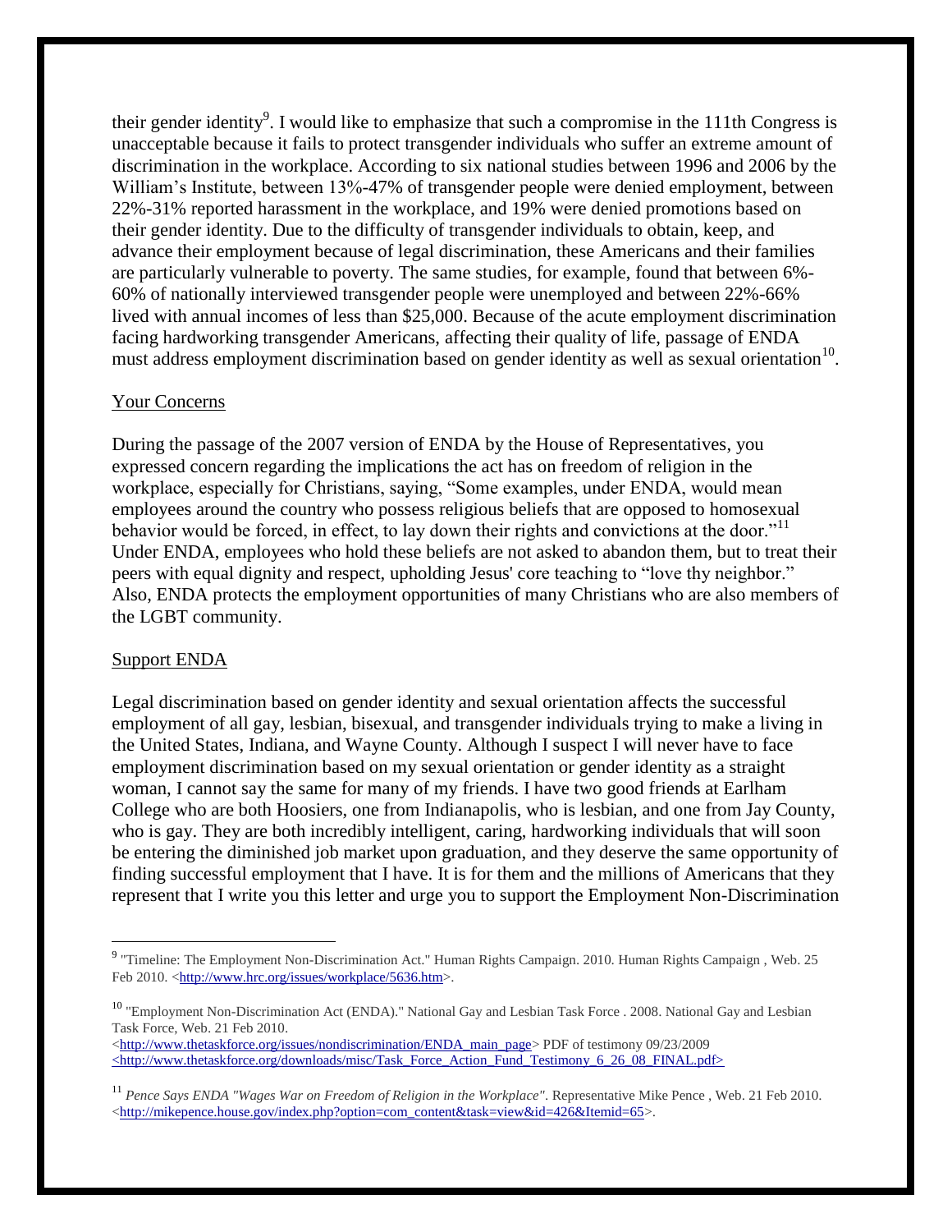their gender identity[9]. I would like to emphasize that such a compromise in the 111th Congress is unacceptable because it fails to protect transgender individuals who suffer an extreme amount of discrimination in the workplace. According to six national studies between 1996 and 2006 by the William's Institute, between 13%-47% of transgender people were denied employment, between 22%-31% reported harassment in the workplace, and 19% were denied promotions based on their gender identity. Due to the difficulty of transgender individuals to obtain, keep, and advance their employment because of legal discrimination, these Americans and their families are particularly vulnerable to poverty. The same studies, for example, found that between 6%-60% of nationally interviewed transgender people were unemployed and between 22%-66% lived with annual incomes of less than $25,000. Because of the acute employment discrimination facing hardworking transgender Americans, affecting their quality of life, passage of ENDA must address employment discrimination based on gender identity as well as sexual orientation[10].

## Your Concerns

During the passage of the 2007 version of ENDA by the House of Representatives, you expressed concern regarding the implications the act has on freedom of religion in the workplace, especially for Christians, saying, "Some examples, under ENDA, would mean employees around the country who possess religious beliefs that are opposed to homosexual behavior would be forced, in effect, to lay down their rights and convictions at the door."[11] Under ENDA, employees who hold these beliefs are not asked to abandon them, but to treat their peers with equal dignity and respect, upholding Jesus' core teaching to "love thy neighbor." Also, ENDA protects the employment opportunities of many Christians who are also members of the LGBT community.

## Support ENDA

Legal discrimination based on gender identity and sexual orientation affects the successful employment of all gay, lesbian, bisexual, and transgender individuals trying to make a living in the United States, Indiana, and Wayne County. Although I suspect I will never have to face employment discrimination based on my sexual orientation or gender identity as a straight woman, I cannot say the same for many of my friends. I have two good friends at Earlham College who are both Hoosiers, one from Indianapolis, who is lesbian, and one from Jay County, who is gay. They are both incredibly intelligent, caring, hardworking individuals that will soon be entering the diminished job market upon graduation, and they deserve the same opportunity of finding successful employment that I have. It is for them and the millions of Americans that they represent that I write you this letter and urge you to support the Employment Non-Discrimination

---

[9] "Timeline: The Employment Non-Discrimination Act." Human Rights Campaign. 2010. Human Rights Campaign , Web. 25 Feb 2010. <http://www.hrc.org/issues/workplace/5636.htm>.

[10] "Employment Non-Discrimination Act (ENDA)." National Gay and Lesbian Task Force . 2008. National Gay and Lesbian Task Force, Web. 21 Feb 2010. <http://www.thetaskforce.org/issues/nondiscrimination/ENDA_main_page> PDF of testimony 09/23/2009 <http://www.thetaskforce.org/downloads/misc/Task_Force_Action_Fund_Testimony_6_26_08_FINAL.pdf>

[11] *Pence Says ENDA "Wages War on Freedom of Religion in the Workplace"*. Representative Mike Pence , Web. 21 Feb 2010. <http://mikepence.house.gov/index.php?option=com_content&task=view&id=426&Itemid=65>.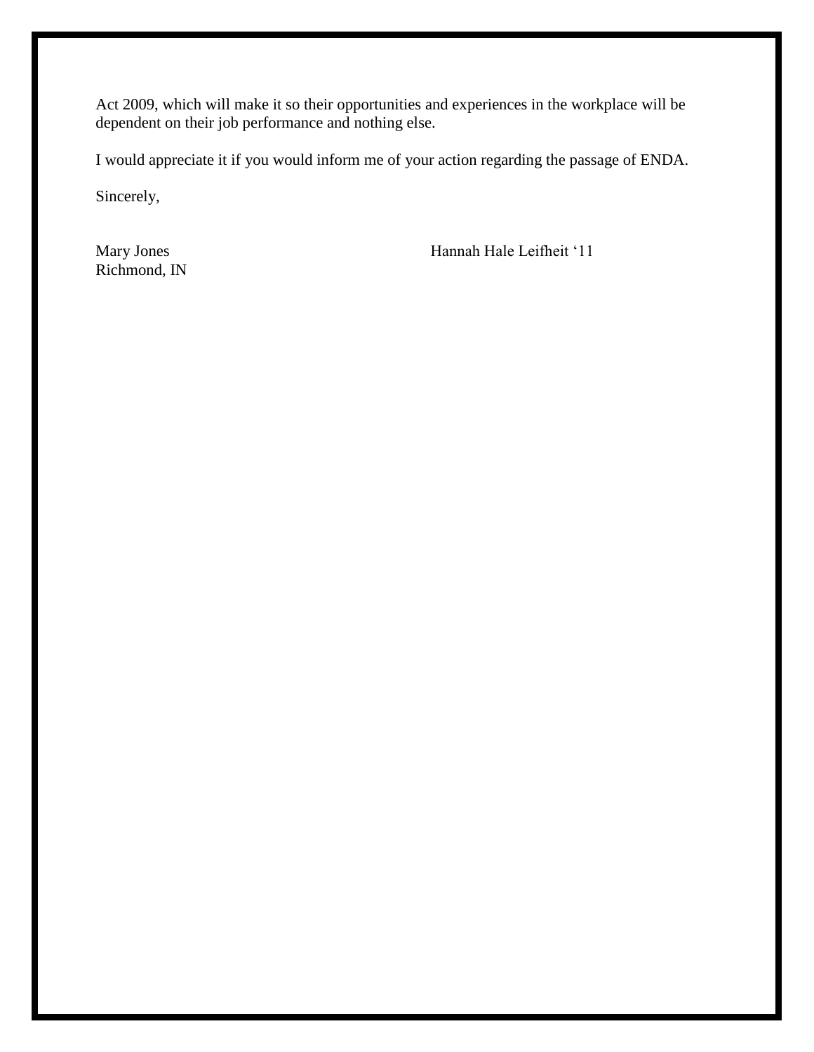Act 2009, which will make it so their opportunities and experiences in the workplace will be dependent on their job performance and nothing else.

I would appreciate it if you would inform me of your action regarding the passage of ENDA.

Sincerely,

Mary Jones
Richmond, IN

Hannah Hale Leifheit '11